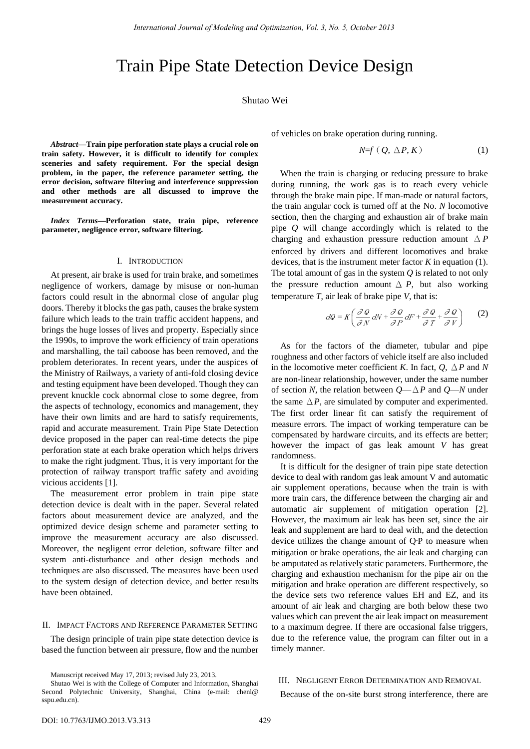# Train Pipe State Detection Device Design

Shutao Wei

***Abstract*—Train pipe perforation state plays a crucial role on train safety. However, it is difficult to identify for complex sceneries and safety requirement. For the special design problem, in the paper, the reference parameter setting, the error decision, software filtering and interference suppression and other methods are all discussed to improve the measurement accuracy.**

***Index Terms*—Perforation state, train pipe, reference parameter, negligence error, software filtering.**

## I. Introduction

At present, air brake is used for train brake, and sometimes negligence of workers, damage by misuse or non-human factors could result in the abnormal close of angular plug doors. Thereby it blocks the gas path, causes the brake system failure which leads to the train traffic accident happens, and brings the huge losses of lives and property. Especially since the 1990s, to improve the work efficiency of train operations and marshalling, the tail caboose has been removed, and the problem deteriorates. In recent years, under the auspices of the Ministry of Railways, a variety of anti-fold closing device and testing equipment have been developed. Though they can prevent knuckle cock abnormal close to some degree, from the aspects of technology, economics and management, they have their own limits and are hard to satisfy requirements, rapid and accurate measurement. Train Pipe State Detection device proposed in the paper can real-time detects the pipe perforation state at each brake operation which helps drivers to make the right judgment. Thus, it is very important for the protection of railway transport traffic safety and avoiding vicious accidents [1].

The measurement error problem in train pipe state detection device is dealt with in the paper. Several related factors about measurement device are analyzed, and the optimized device design scheme and parameter setting to improve the measurement accuracy are also discussed. Moreover, the negligent error deletion, software filter and system anti-disturbance and other design methods and techniques are also discussed. The measures have been used to the system design of detection device, and better results have been obtained.

## II. Impact Factors and Reference Parameter Setting

The design principle of train pipe state detection device is based the function between air pressure, flow and the number of vehicles on brake operation during running.

$$N=f(Q,\ \triangle P,\ K) \tag{1}$$

When the train is charging or reducing pressure to brake during running, the work gas is to reach every vehicle through the brake main pipe. If man-made or natural factors, the train angular cock is turned off at the No. *N* locomotive section, then the charging and exhaustion air of brake main pipe *Q* will change accordingly which is related to the charging and exhaustion pressure reduction amount $\triangle P$ enforced by drivers and different locomotives and brake devices, that is the instrument meter factor *K* in equation (1). The total amount of gas in the system *Q* is related to not only the pressure reduction amount $\triangle P$, but also working temperature *T*, air leak of brake pipe *V*, that is:

$$dQ = K\left(\frac{\partial Q}{\partial N}dN + \frac{\partial Q}{\partial P}dF + \frac{\partial Q}{\partial T} + \frac{\partial Q}{\partial V}\right) \tag{2}$$

As for the factors of the diameter, tubular and pipe roughness and other factors of vehicle itself are also included in the locomotive meter coefficient *K*. In fact, *Q*, $\triangle P$ and *N* are non-linear relationship, however, under the same number of section *N*, the relation between *Q*—$\triangle P$ and *Q*—*N* under the same $\triangle P$, are simulated by computer and experimented. The first order linear fit can satisfy the requirement of measure errors. The impact of working temperature can be compensated by hardware circuits, and its effects are better; however the impact of gas leak amount *V* has great randomness.

It is difficult for the designer of train pipe state detection device to deal with random gas leak amount V and automatic air supplement operations, because when the train is with more train cars, the difference between the charging air and automatic air supplement of mitigation operation [2]. However, the maximum air leak has been set, since the air leak and supplement are hard to deal with, and the detection device utilizes the change amount of Q·P to measure when mitigation or brake operations, the air leak and charging can be amputated as relatively static parameters. Furthermore, the charging and exhaustion mechanism for the pipe air on the mitigation and brake operation are different respectively, so the device sets two reference values EH and EZ, and its amount of air leak and charging are both below these two values which can prevent the air leak impact on measurement to a maximum degree. If there are occasional false triggers, due to the reference value, the program can filter out in a timely manner.

## III. Negligent Error Determination and Removal

Because of the on-site burst strong interference, there are

Manuscript received May 17, 2013; revised July 23, 2013.

Shutao Wei is with the College of Computer and Information, Shanghai Second Polytechnic University, Shanghai, China (e-mail: chenl@sspu.edu.cn).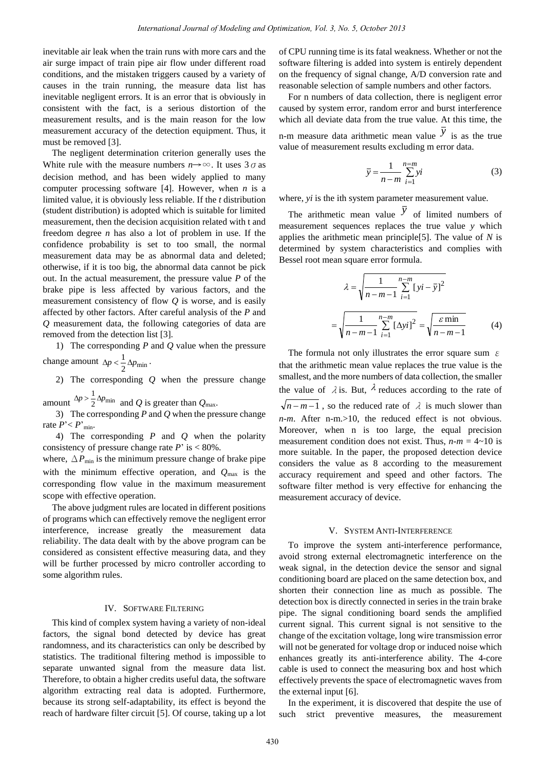inevitable air leak when the train runs with more cars and the air surge impact of train pipe air flow under different road conditions, and the mistaken triggers caused by a variety of causes in the train running, the measure data list has inevitable negligent errors. It is an error that is obviously in consistent with the fact, is a serious distortion of the measurement results, and is the main reason for the low measurement accuracy of the detection equipment. Thus, it must be removed [3].

The negligent determination criterion generally uses the White rule with the measure numbers $n \to \infty$. It uses $3\sigma$ as decision method, and has been widely applied to many computer processing software [4]. However, when *n* is a limited value, it is obviously less reliable. If the *t* distribution (student distribution) is adopted which is suitable for limited measurement, then the decision acquisition related with t and freedom degree *n* has also a lot of problem in use. If the confidence probability is set to too small, the normal measurement data may be as abnormal data and deleted; otherwise, if it is too big, the abnormal data cannot be pick out. In the actual measurement, the pressure value *P* of the brake pipe is less affected by various factors, and the measurement consistency of flow *Q* is worse, and is easily affected by other factors. After careful analysis of the *P* and *Q* measurement data, the following categories of data are removed from the detection list [3].

1) The corresponding *P* and *Q* value when the pressure change amount $\Delta p < \frac{1}{2}\Delta p_{\min}$.

2) The corresponding *Q* when the pressure change amount $\Delta p > \frac{1}{2}\Delta p_{\min}$ and *Q* is greater than $Q_{\max}$.

3) The corresponding *P* and *Q* when the pressure change rate $P' < P'_{\min}$.

4) The corresponding *P* and *Q* when the polarity consistency of pressure change rate *P*' is < 80%.

where, $\Delta P_{\min}$ is the minimum pressure change of brake pipe with the minimum effective operation, and $Q_{\max}$ is the corresponding flow value in the maximum measurement scope with effective operation.

The above judgment rules are located in different positions of programs which can effectively remove the negligent error interference, increase greatly the measurement data reliability. The data dealt with by the above program can be considered as consistent effective measuring data, and they will be further processed by micro controller according to some algorithm rules.

## IV. Software Filtering

This kind of complex system having a variety of non-ideal factors, the signal bond detected by device has great randomness, and its characteristics can only be described by statistics. The traditional filtering method is impossible to separate unwanted signal from the measure data list. Therefore, to obtain a higher credits useful data, the software algorithm extracting real data is adopted. Furthermore, because its strong self-adaptability, its effect is beyond the reach of hardware filter circuit [5]. Of course, taking up a lot of CPU running time is its fatal weakness. Whether or not the software filtering is added into system is entirely dependent on the frequency of signal change, A/D conversion rate and reasonable selection of sample numbers and other factors.

For n numbers of data collection, there is negligent error caused by system error, random error and burst interference which all deviate data from the true value. At this time, the n-m measure data arithmetic mean value $\bar{y}$ is as the true value of measurement results excluding m error data.

$$\bar{y} = \frac{1}{n-m}\sum_{i=1}^{n=m} yi \tag{3}$$

where, *yi* is the ith system parameter measurement value.

The arithmetic mean value $\bar{y}$ of limited numbers of measurement sequences replaces the true value *y* which applies the arithmetic mean principle[5]. The value of *N* is determined by system characteristics and complies with Bessel root mean square error formula.

$$\lambda = \sqrt{\frac{1}{n-m-1}\sum_{i=1}^{n-m}[yi-\bar{y}]^2}$$

$$= \sqrt{\frac{1}{n-m-1}\sum_{i=1}^{n-m}[\Delta yi]^2} = \sqrt{\frac{\varepsilon \min}{n-m-1}} \tag{4}$$

The formula not only illustrates the error square sum $\varepsilon$ that the arithmetic mean value replaces the true value is the smallest, and the more numbers of data collection, the smaller the value of $\lambda$ is. But, $\lambda$ reduces according to the rate of $\sqrt{n-m-1}$, so the reduced rate of $\lambda$ is much slower than *n-m*. After n-m.>10, the reduced effect is not obvious. Moreover, when n is too large, the equal precision measurement condition does not exist. Thus, *n-m* = 4~10 is more suitable. In the paper, the proposed detection device considers the value as 8 according to the measurement accuracy requirement and speed and other factors. The software filter method is very effective for enhancing the measurement accuracy of device.

## V. System Anti-Interference

To improve the system anti-interference performance, avoid strong external electromagnetic interference on the weak signal, in the detection device the sensor and signal conditioning board are placed on the same detection box, and shorten their connection line as much as possible. The detection box is directly connected in series in the train brake pipe. The signal conditioning board sends the amplified current signal. This current signal is not sensitive to the change of the excitation voltage, long wire transmission error will not be generated for voltage drop or induced noise which enhances greatly its anti-interference ability. The 4-core cable is used to connect the measuring box and host which effectively prevents the space of electromagnetic waves from the external input [6].

In the experiment, it is discovered that despite the use of such strict preventive measures, the measurement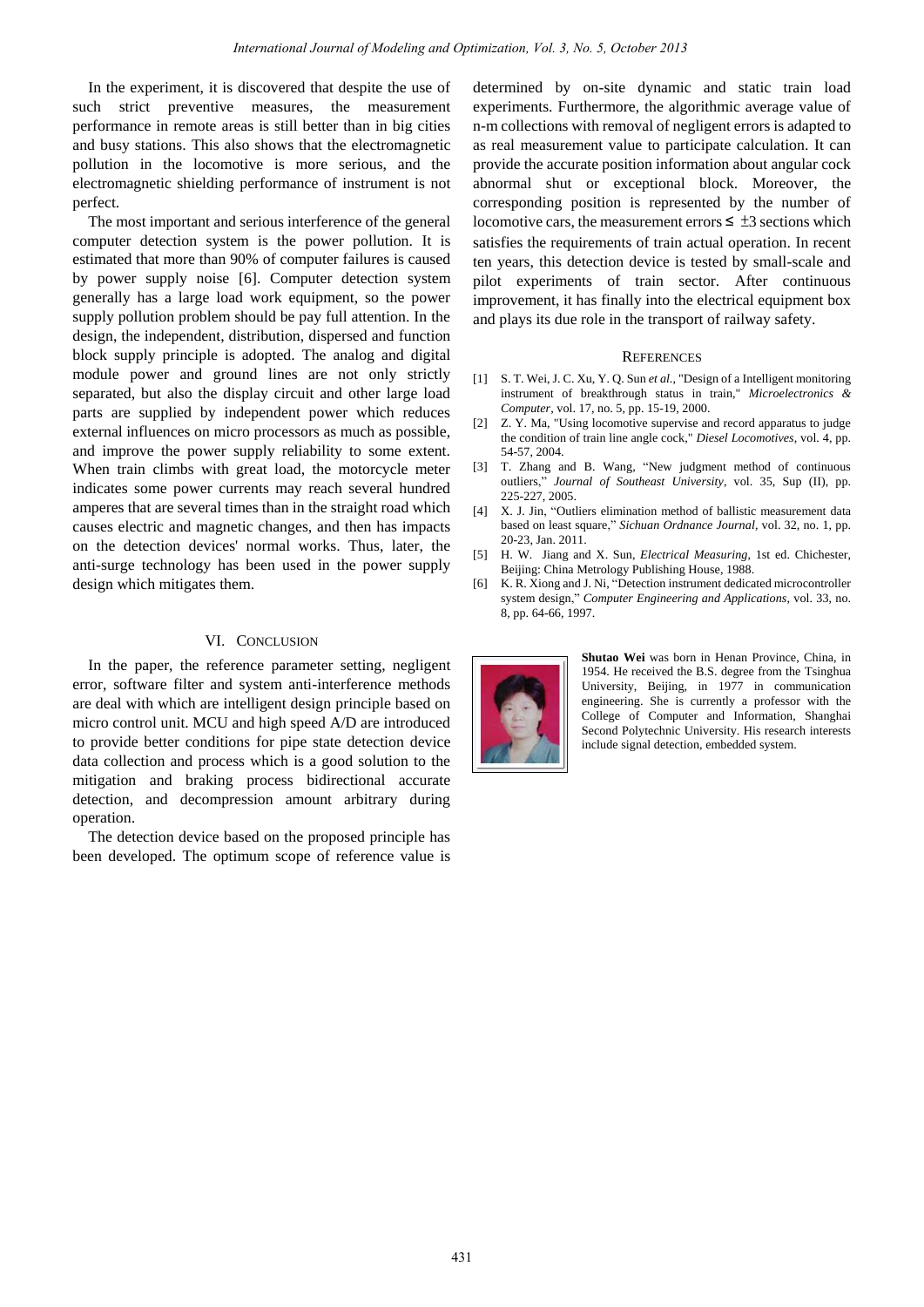In the experiment, it is discovered that despite the use of such strict preventive measures, the measurement performance in remote areas is still better than in big cities and busy stations. This also shows that the electromagnetic pollution in the locomotive is more serious, and the electromagnetic shielding performance of instrument is not perfect.

The most important and serious interference of the general computer detection system is the power pollution. It is estimated that more than 90% of computer failures is caused by power supply noise [6]. Computer detection system generally has a large load work equipment, so the power supply pollution problem should be pay full attention. In the design, the independent, distribution, dispersed and function block supply principle is adopted. The analog and digital module power and ground lines are not only strictly separated, but also the display circuit and other large load parts are supplied by independent power which reduces external influences on micro processors as much as possible, and improve the power supply reliability to some extent. When train climbs with great load, the motorcycle meter indicates some power currents may reach several hundred amperes that are several times than in the straight road which causes electric and magnetic changes, and then has impacts on the detection devices' normal works. Thus, later, the anti-surge technology has been used in the power supply design which mitigates them.

## VI. Conclusion

In the paper, the reference parameter setting, negligent error, software filter and system anti-interference methods are deal with which are intelligent design principle based on micro control unit. MCU and high speed A/D are introduced to provide better conditions for pipe state detection device data collection and process which is a good solution to the mitigation and braking process bidirectional accurate detection, and decompression amount arbitrary during operation.

The detection device based on the proposed principle has been developed. The optimum scope of reference value is determined by on-site dynamic and static train load experiments. Furthermore, the algorithmic average value of n-m collections with removal of negligent errors is adapted to as real measurement value to participate calculation. It can provide the accurate position information about angular cock abnormal shut or exceptional block. Moreover, the corresponding position is represented by the number of locomotive cars, the measurement errors ≤ ±3 sections which satisfies the requirements of train actual operation. In recent ten years, this detection device is tested by small-scale and pilot experiments of train sector. After continuous improvement, it has finally into the electrical equipment box and plays its due role in the transport of railway safety.

## References

[1] S. T. Wei, J. C. Xu, Y. Q. Sun *et al.*, "Design of a Intelligent monitoring instrument of breakthrough status in train," *Microelectronics & Computer*, vol. 17, no. 5, pp. 15-19, 2000.

[2] Z. Y. Ma, "Using locomotive supervise and record apparatus to judge the condition of train line angle cock," *Diesel Locomotives*, vol. 4, pp. 54-57, 2004.

[3] T. Zhang and B. Wang, "New judgment method of continuous outliers," *Journal of Southeast University*, vol. 35, Sup (II), pp. 225-227, 2005.

[4] X. J. Jin, "Outliers elimination method of ballistic measurement data based on least square," *Sichuan Ordnance Journal*, vol. 32, no. 1, pp. 20-23, Jan. 2011.

[5] H. W. Jiang and X. Sun, *Electrical Measuring*, 1st ed. Chichester, Beijing: China Metrology Publishing House, 1988.

[6] K. R. Xiong and J. Ni, "Detection instrument dedicated microcontroller system design," *Computer Engineering and Applications*, vol. 33, no. 8, pp. 64-66, 1997.

**Shutao Wei** was born in Henan Province, China, in 1954. He received the B.S. degree from the Tsinghua University, Beijing, in 1977 in communication engineering. She is currently a professor with the College of Computer and Information, Shanghai Second Polytechnic University. His research interests include signal detection, embedded system.